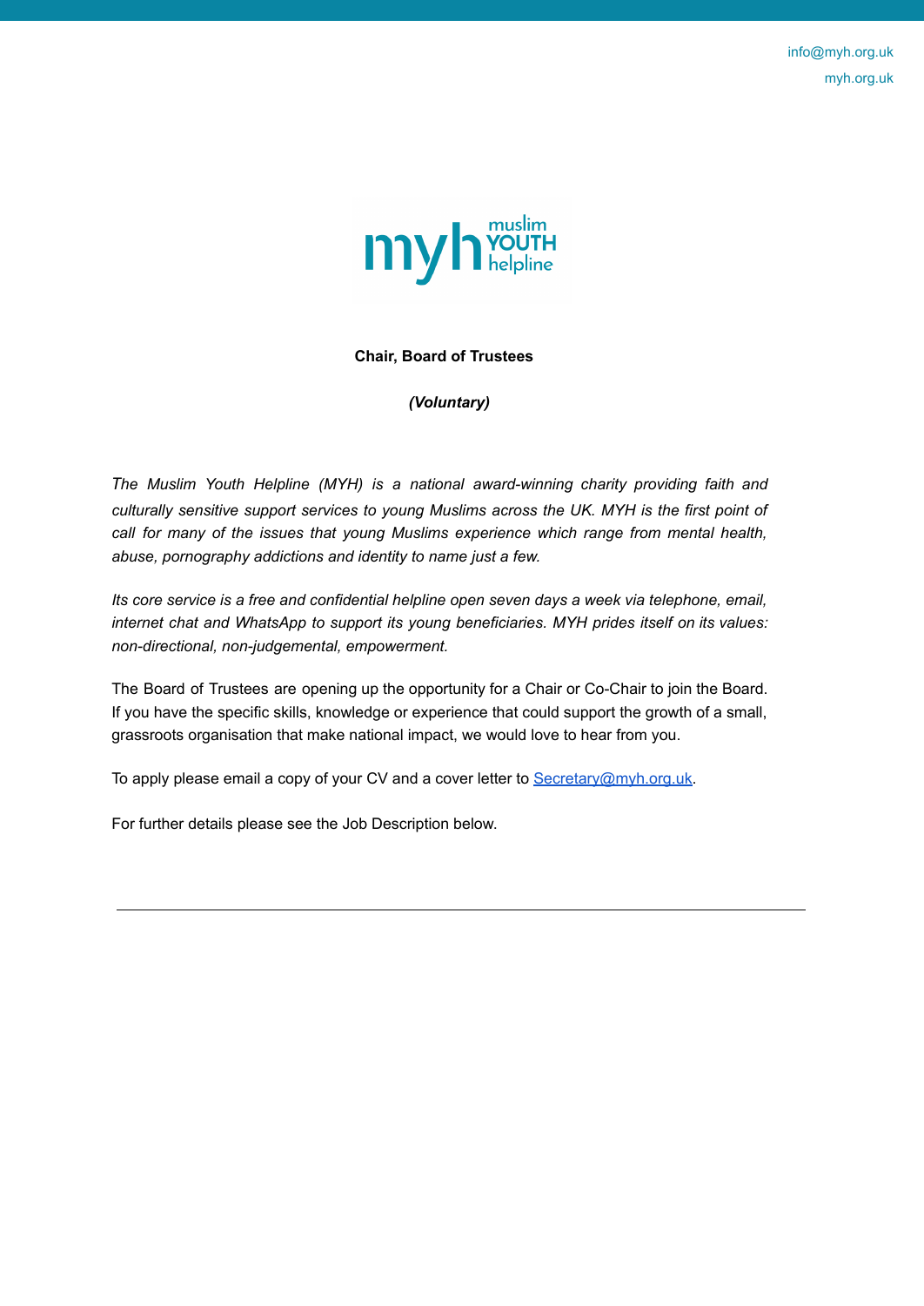info@myh.org.uk
myh.org.uk

**Chair, Board of Trustees**

***(Voluntary)***

*The Muslim Youth Helpline (MYH) is a national award-winning charity providing faith and culturally sensitive support services to young Muslims across the UK. MYH is the first point of call for many of the issues that young Muslims experience which range from mental health, abuse, pornography addictions and identity to name just a few.*

*Its core service is a free and confidential helpline open seven days a week via telephone, email, internet chat and WhatsApp to support its young beneficiaries. MYH prides itself on its values: non-directional, non-judgemental, empowerment.*

The Board of Trustees are opening up the opportunity for a Chair or Co-Chair to join the Board. If you have the specific skills, knowledge or experience that could support the growth of a small, grassroots organisation that make national impact, we would love to hear from you.

To apply please email a copy of your CV and a cover letter to [Secretary@myh.org.uk](mailto:Secretary@myh.org.uk).

For further details please see the Job Description below.

---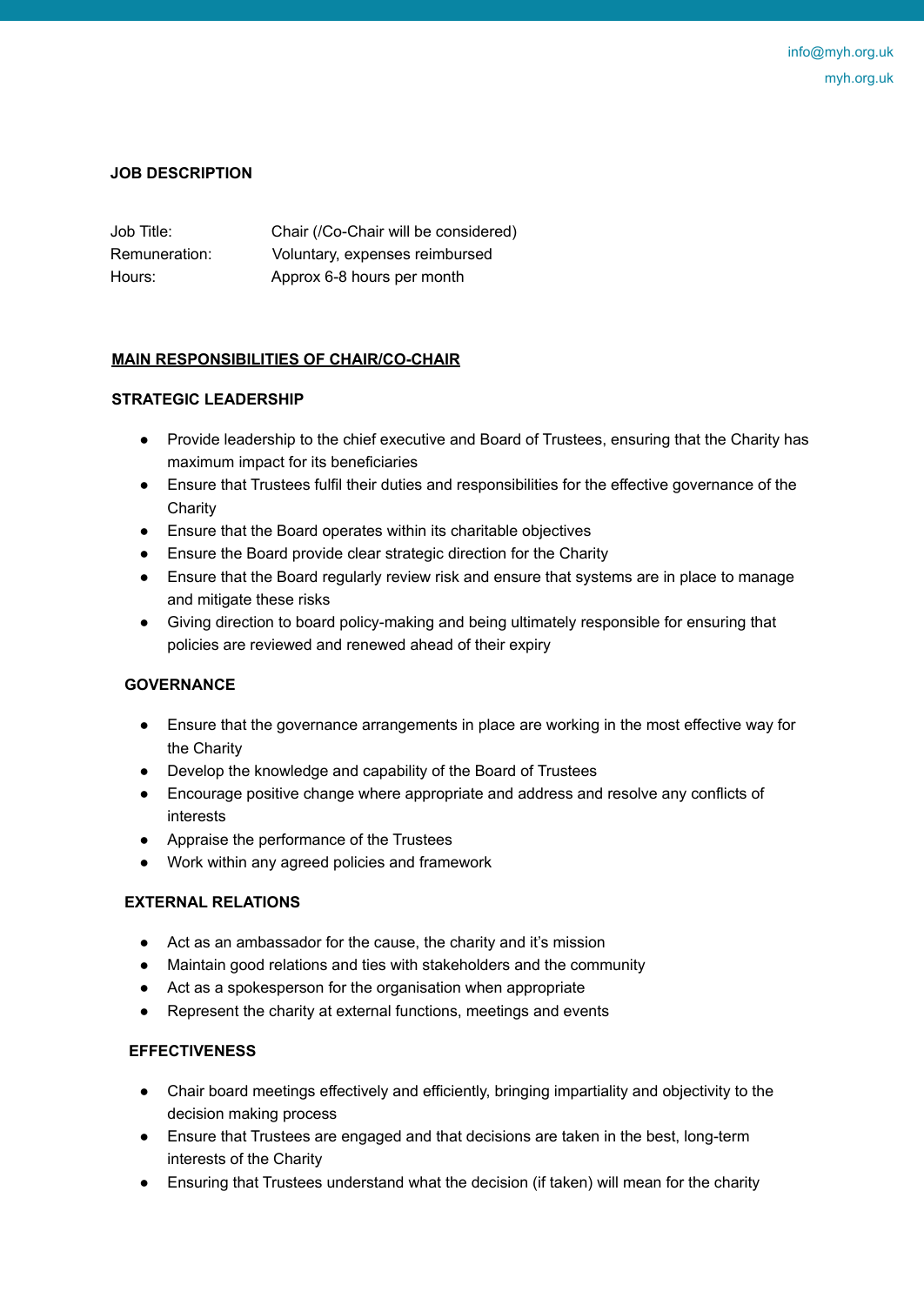**JOB DESCRIPTION**

| | |
|---|---|
| Job Title: | Chair (/Co-Chair will be considered) |
| Remuneration: | Voluntary, expenses reimbursed |
| Hours: | Approx 6-8 hours per month |

## MAIN RESPONSIBILITIES OF CHAIR/CO-CHAIR

### STRATEGIC LEADERSHIP

- Provide leadership to the chief executive and Board of Trustees, ensuring that the Charity has maximum impact for its beneficiaries
- Ensure that Trustees fulfil their duties and responsibilities for the effective governance of the Charity
- Ensure that the Board operates within its charitable objectives
- Ensure the Board provide clear strategic direction for the Charity
- Ensure that the Board regularly review risk and ensure that systems are in place to manage and mitigate these risks
- Giving direction to board policy-making and being ultimately responsible for ensuring that policies are reviewed and renewed ahead of their expiry

### GOVERNANCE

- Ensure that the governance arrangements in place are working in the most effective way for the Charity
- Develop the knowledge and capability of the Board of Trustees
- Encourage positive change where appropriate and address and resolve any conflicts of interests
- Appraise the performance of the Trustees
- Work within any agreed policies and framework

### EXTERNAL RELATIONS

- Act as an ambassador for the cause, the charity and it's mission
- Maintain good relations and ties with stakeholders and the community
- Act as a spokesperson for the organisation when appropriate
- Represent the charity at external functions, meetings and events

### EFFECTIVENESS

- Chair board meetings effectively and efficiently, bringing impartiality and objectivity to the decision making process
- Ensure that Trustees are engaged and that decisions are taken in the best, long-term interests of the Charity
- Ensuring that Trustees understand what the decision (if taken) will mean for the charity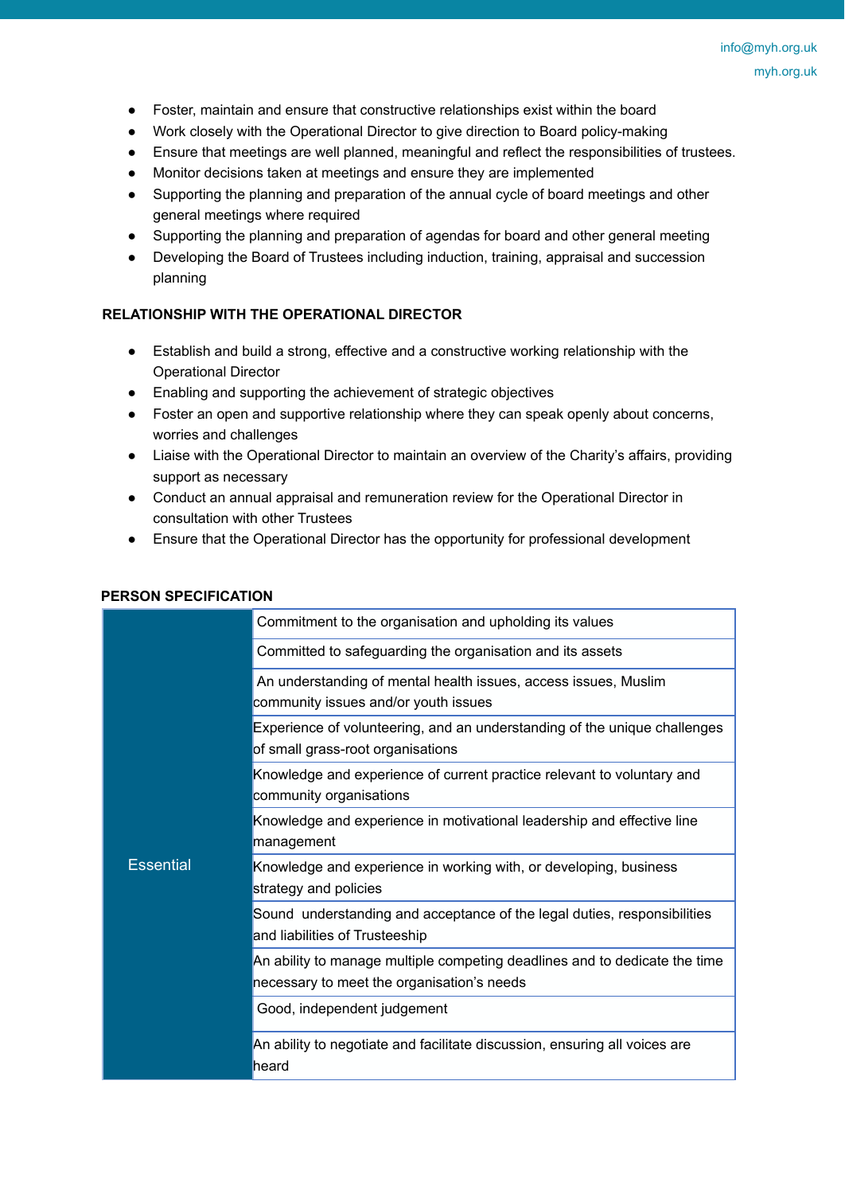- Foster, maintain and ensure that constructive relationships exist within the board
- Work closely with the Operational Director to give direction to Board policy-making
- Ensure that meetings are well planned, meaningful and reflect the responsibilities of trustees.
- Monitor decisions taken at meetings and ensure they are implemented
- Supporting the planning and preparation of the annual cycle of board meetings and other general meetings where required
- Supporting the planning and preparation of agendas for board and other general meeting
- Developing the Board of Trustees including induction, training, appraisal and succession planning

**RELATIONSHIP WITH THE OPERATIONAL DIRECTOR**

- Establish and build a strong, effective and a constructive working relationship with the Operational Director
- Enabling and supporting the achievement of strategic objectives
- Foster an open and supportive relationship where they can speak openly about concerns, worries and challenges
- Liaise with the Operational Director to maintain an overview of the Charity's affairs, providing support as necessary
- Conduct an annual appraisal and remuneration review for the Operational Director in consultation with other Trustees
- Ensure that the Operational Director has the opportunity for professional development

**PERSON SPECIFICATION**

| | |
|---|---|
| Essential | Commitment to the organisation and upholding its values |
| | Committed to safeguarding the organisation and its assets |
| | An understanding of mental health issues, access issues, Muslim community issues and/or youth issues |
| | Experience of volunteering, and an understanding of the unique challenges of small grass-root organisations |
| | Knowledge and experience of current practice relevant to voluntary and community organisations |
| | Knowledge and experience in motivational leadership and effective line management |
| | Knowledge and experience in working with, or developing, business strategy and policies |
| | Sound understanding and acceptance of the legal duties, responsibilities and liabilities of Trusteeship |
| | An ability to manage multiple competing deadlines and to dedicate the time necessary to meet the organisation's needs |
| | Good, independent judgement |
| | An ability to negotiate and facilitate discussion, ensuring all voices are heard |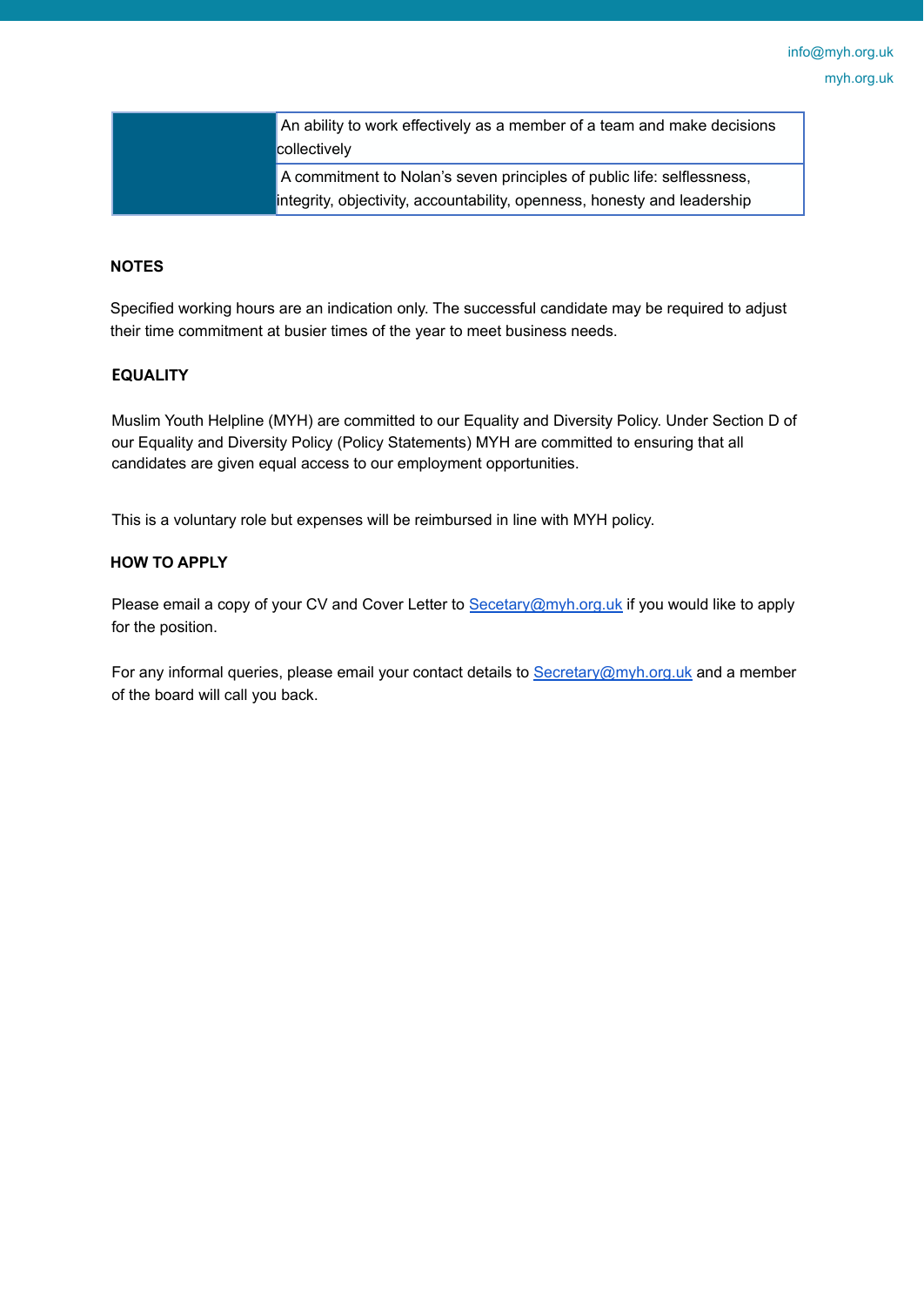| | |
|---|---|
| | An ability to work effectively as a member of a team and make decisions collectively |
| | A commitment to Nolan's seven principles of public life: selflessness, integrity, objectivity, accountability, openness, honesty and leadership |

**NOTES**

Specified working hours are an indication only. The successful candidate may be required to adjust their time commitment at busier times of the year to meet business needs.

**EQUALITY**

Muslim Youth Helpline (MYH) are committed to our Equality and Diversity Policy. Under Section D of our Equality and Diversity Policy (Policy Statements) MYH are committed to ensuring that all candidates are given equal access to our employment opportunities.

This is a voluntary role but expenses will be reimbursed in line with MYH policy.

**HOW TO APPLY**

Please email a copy of your CV and Cover Letter to Secetary@myh.org.uk if you would like to apply for the position.

For any informal queries, please email your contact details to Secretary@myh.org.uk and a member of the board will call you back.